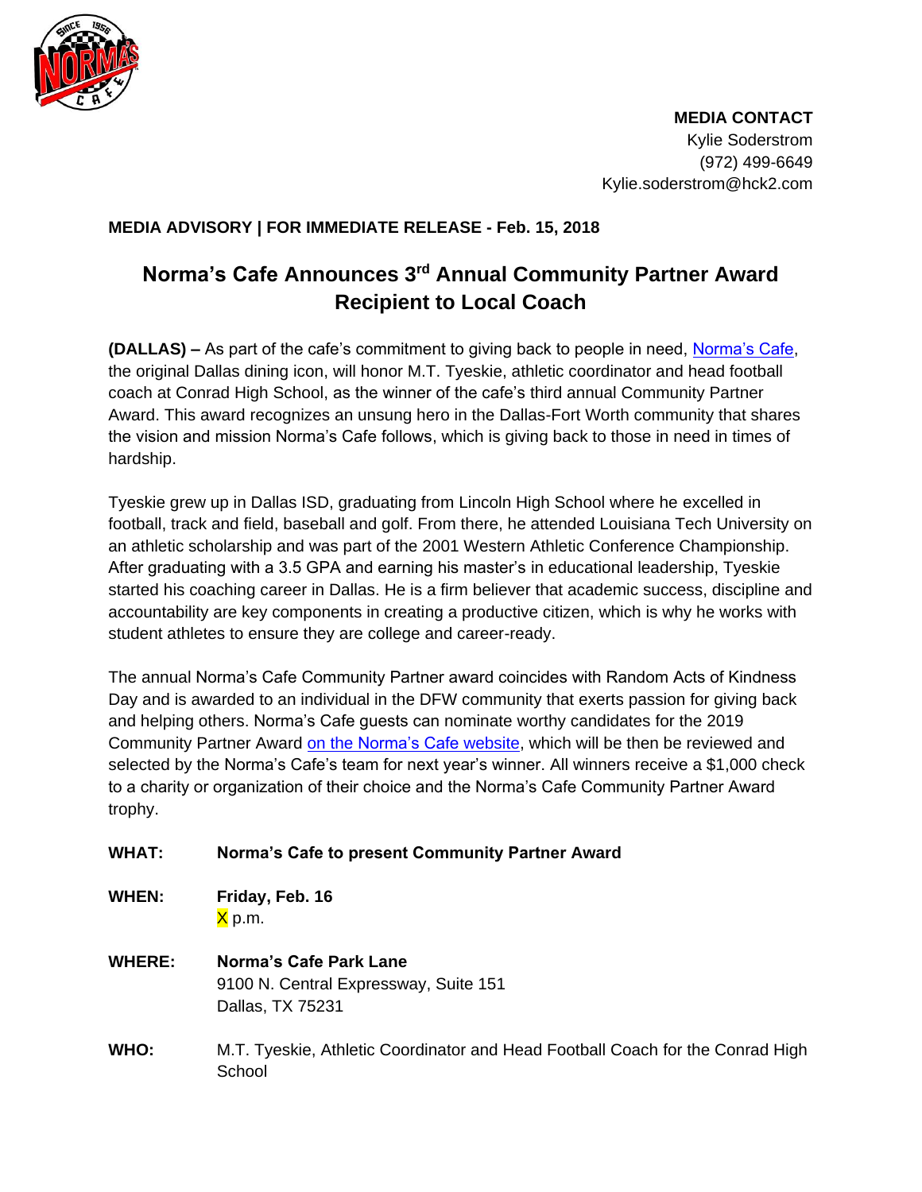**MEDIA CONTACT**
Kylie Soderstrom
(972) 499-6649
Kylie.soderstrom@hck2.com

**MEDIA ADVISORY | FOR IMMEDIATE RELEASE - Feb. 15, 2018**

# Norma's Cafe Announces 3rd Annual Community Partner Award Recipient to Local Coach

**(DALLAS) –** As part of the cafe's commitment to giving back to people in need, Norma's Cafe, the original Dallas dining icon, will honor M.T. Tyeskie, athletic coordinator and head football coach at Conrad High School, as the winner of the cafe's third annual Community Partner Award. This award recognizes an unsung hero in the Dallas-Fort Worth community that shares the vision and mission Norma's Cafe follows, which is giving back to those in need in times of hardship.

Tyeskie grew up in Dallas ISD, graduating from Lincoln High School where he excelled in football, track and field, baseball and golf. From there, he attended Louisiana Tech University on an athletic scholarship and was part of the 2001 Western Athletic Conference Championship. After graduating with a 3.5 GPA and earning his master's in educational leadership, Tyeskie started his coaching career in Dallas. He is a firm believer that academic success, discipline and accountability are key components in creating a productive citizen, which is why he works with student athletes to ensure they are college and career-ready.

The annual Norma's Cafe Community Partner award coincides with Random Acts of Kindness Day and is awarded to an individual in the DFW community that exerts passion for giving back and helping others. Norma's Cafe guests can nominate worthy candidates for the 2019 Community Partner Award on the Norma's Cafe website, which will be then be reviewed and selected by the Norma's Cafe's team for next year's winner. All winners receive a $1,000 check to a charity or organization of their choice and the Norma's Cafe Community Partner Award trophy.

**WHAT:** **Norma's Cafe to present Community Partner Award**

**WHEN:** **Friday, Feb. 16**
X p.m.

**WHERE:** **Norma's Cafe Park Lane**
9100 N. Central Expressway, Suite 151
Dallas, TX 75231

**WHO:** M.T. Tyeskie, Athletic Coordinator and Head Football Coach for the Conrad High School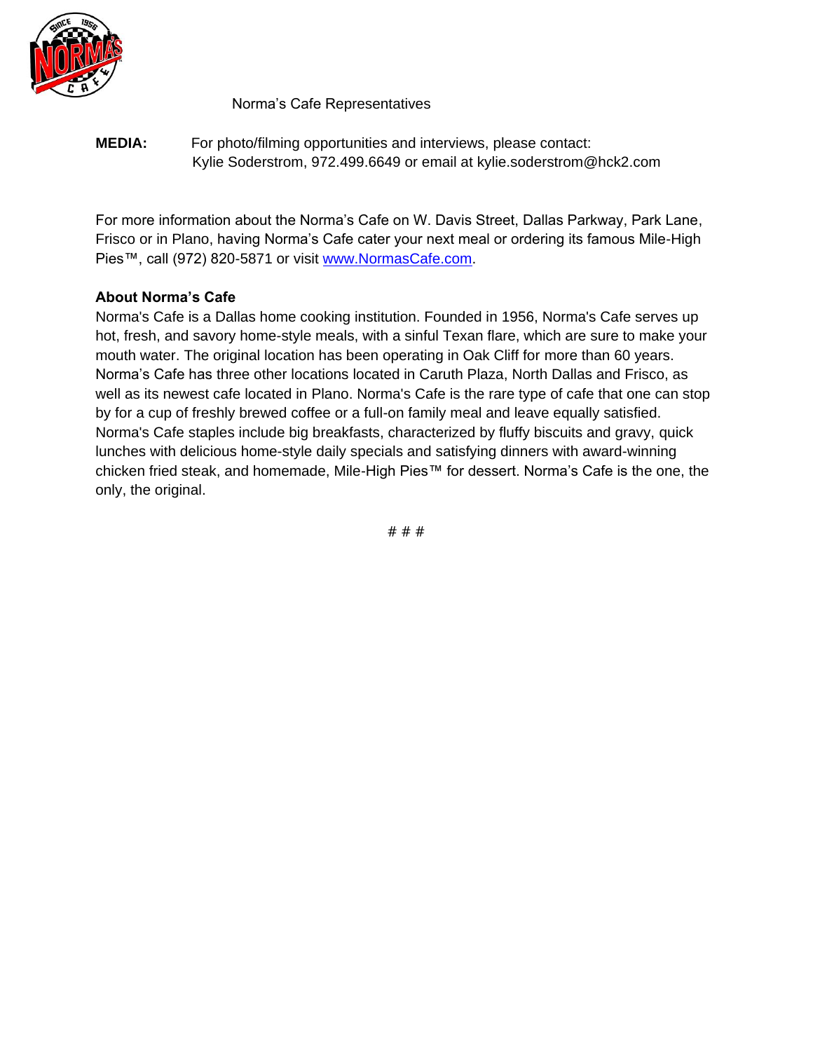Norma's Cafe Representatives

**MEDIA:** For photo/filming opportunities and interviews, please contact:
Kylie Soderstrom, 972.499.6649 or email at kylie.soderstrom@hck2.com

For more information about the Norma's Cafe on W. Davis Street, Dallas Parkway, Park Lane, Frisco or in Plano, having Norma's Cafe cater your next meal or ordering its famous Mile-High Pies™, call (972) 820-5871 or visit [www.NormasCafe.com](http://www.NormasCafe.com).

**About Norma's Cafe**

Norma's Cafe is a Dallas home cooking institution. Founded in 1956, Norma's Cafe serves up hot, fresh, and savory home-style meals, with a sinful Texan flare, which are sure to make your mouth water. The original location has been operating in Oak Cliff for more than 60 years. Norma's Cafe has three other locations located in Caruth Plaza, North Dallas and Frisco, as well as its newest cafe located in Plano. Norma's Cafe is the rare type of cafe that one can stop by for a cup of freshly brewed coffee or a full-on family meal and leave equally satisfied. Norma's Cafe staples include big breakfasts, characterized by fluffy biscuits and gravy, quick lunches with delicious home-style daily specials and satisfying dinners with award-winning chicken fried steak, and homemade, Mile-High Pies™ for dessert. Norma's Cafe is the one, the only, the original.

# # #